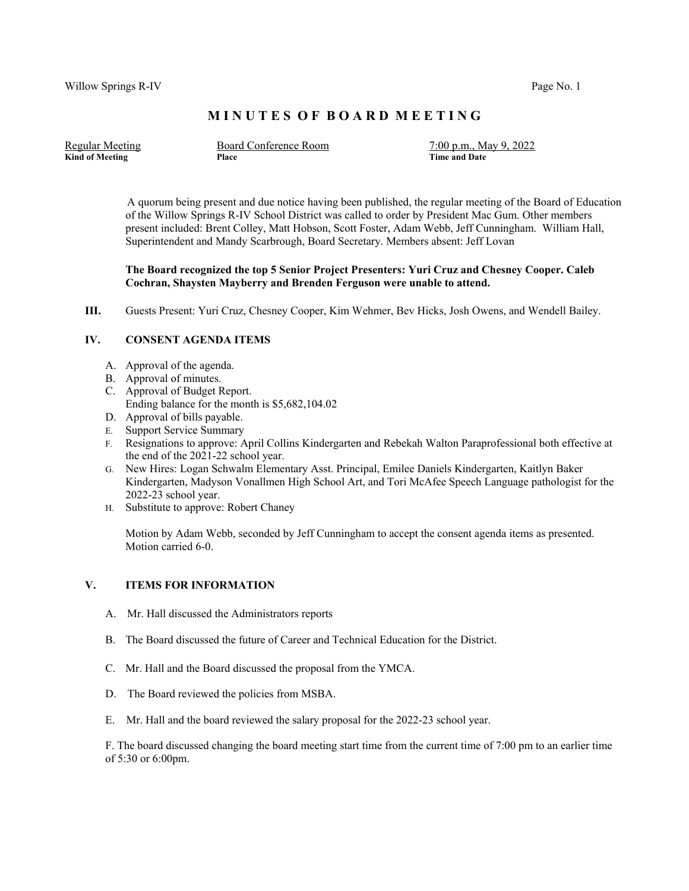# MINUTES OF BOARD MEETING

| Kind of Meeting | Place | Time and Date |
|---|---|---|
| Regular Meeting | Board Conference Room | 7:00 p.m., May 9, 2022 |

A quorum being present and due notice having been published, the regular meeting of the Board of Education of the Willow Springs R-IV School District was called to order by President Mac Gum. Other members present included: Brent Colley, Matt Hobson, Scott Foster, Adam Webb, Jeff Cunningham. William Hall, Superintendent and Mandy Scarbrough, Board Secretary. Members absent: Jeff Lovan

**The Board recognized the top 5 Senior Project Presenters: Yuri Cruz and Chesney Cooper. Caleb Cochran, Shaysten Mayberry and Brenden Ferguson were unable to attend.**

**III.** Guests Present: Yuri Cruz, Chesney Cooper, Kim Wehmer, Bev Hicks, Josh Owens, and Wendell Bailey.

## IV. CONSENT AGENDA ITEMS

A. Approval of the agenda.
B. Approval of minutes.
C. Approval of Budget Report.
   Ending balance for the month is $5,682,104.02
D. Approval of bills payable.
E. Support Service Summary
F. Resignations to approve: April Collins Kindergarten and Rebekah Walton Paraprofessional both effective at the end of the 2021-22 school year.
G. New Hires: Logan Schwalm Elementary Asst. Principal, Emilee Daniels Kindergarten, Kaitlyn Baker Kindergarten, Madyson Vonallmen High School Art, and Tori McAfee Speech Language pathologist for the 2022-23 school year.
H. Substitute to approve: Robert Chaney

Motion by Adam Webb, seconded by Jeff Cunningham to accept the consent agenda items as presented. Motion carried 6-0.

## V. ITEMS FOR INFORMATION

A. Mr. Hall discussed the Administrators reports

B. The Board discussed the future of Career and Technical Education for the District.

C. Mr. Hall and the Board discussed the proposal from the YMCA.

D. The Board reviewed the policies from MSBA.

E. Mr. Hall and the board reviewed the salary proposal for the 2022-23 school year.

F. The board discussed changing the board meeting start time from the current time of 7:00 pm to an earlier time of 5:30 or 6:00pm.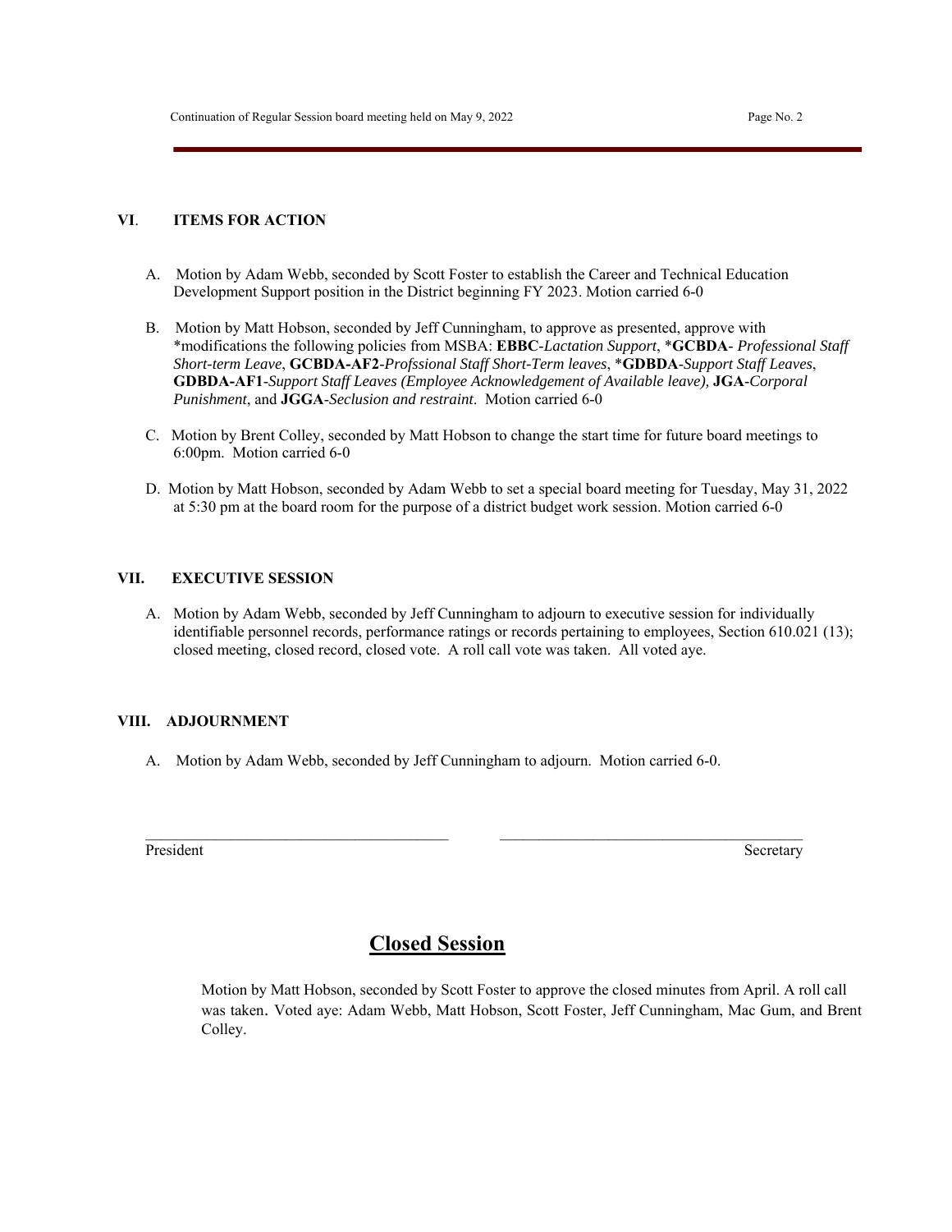## VI. ITEMS FOR ACTION

A. Motion by Adam Webb, seconded by Scott Foster to establish the Career and Technical Education Development Support position in the District beginning FY 2023. Motion carried 6-0

B. Motion by Matt Hobson, seconded by Jeff Cunningham, to approve as presented, approve with *modifications the following policies from MSBA: **EBBC**-*Lactation Support*, ***GCBDA**- *Professional Staff Short-term Leave*, **GCBDA-AF2**-*Profssional Staff Short-Term leaves*, ***GDBDA**-*Support Staff Leaves*, **GDBDA-AF1**-*Support Staff Leaves (Employee Acknowledgement of Available leave),* **JGA**-*Corporal Punishment*, and **JGGA**-*Seclusion and restraint*. Motion carried 6-0

C. Motion by Brent Colley, seconded by Matt Hobson to change the start time for future board meetings to 6:00pm. Motion carried 6-0

D. Motion by Matt Hobson, seconded by Adam Webb to set a special board meeting for Tuesday, May 31, 2022 at 5:30 pm at the board room for the purpose of a district budget work session. Motion carried 6-0

## VII. EXECUTIVE SESSION

A. Motion by Adam Webb, seconded by Jeff Cunningham to adjourn to executive session for individually identifiable personnel records, performance ratings or records pertaining to employees, Section 610.021 (13); closed meeting, closed record, closed vote. A roll call vote was taken. All voted aye.

## VIII. ADJOURNMENT

A. Motion by Adam Webb, seconded by Jeff Cunningham to adjourn. Motion carried 6-0.

_______________________________________ _______________________________________

President Secretary

## Closed Session

Motion by Matt Hobson, seconded by Scott Foster to approve the closed minutes from April. A roll call was taken. Voted aye: Adam Webb, Matt Hobson, Scott Foster, Jeff Cunningham, Mac Gum, and Brent Colley.